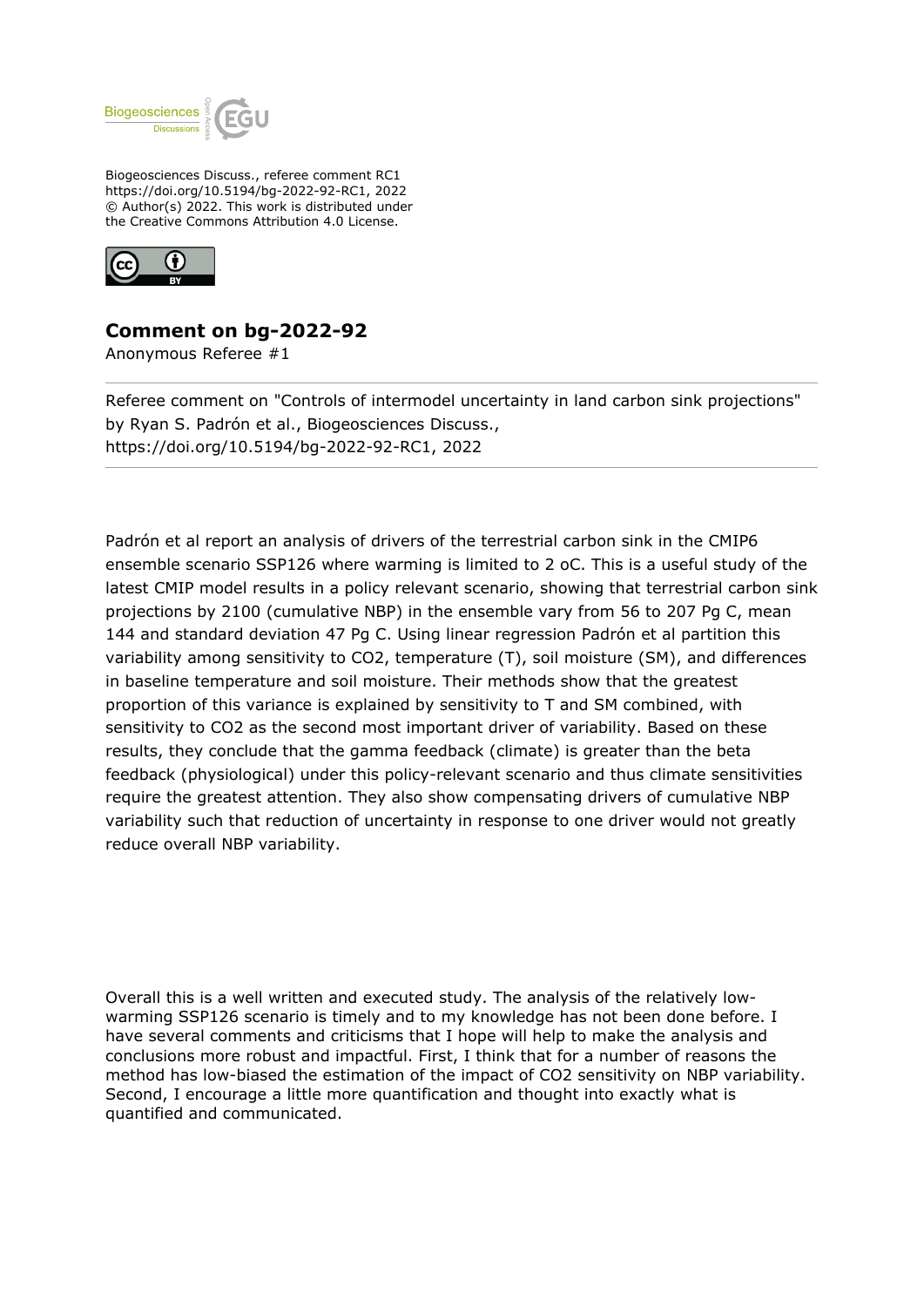Biogeosciences Discuss., referee comment RC1
https://doi.org/10.5194/bg-2022-92-RC1, 2022
© Author(s) 2022. This work is distributed under
the Creative Commons Attribution 4.0 License.

## Comment on bg-2022-92

Anonymous Referee #1

---

Referee comment on "Controls of intermodel uncertainty in land carbon sink projections" by Ryan S. Padrón et al., Biogeosciences Discuss., https://doi.org/10.5194/bg-2022-92-RC1, 2022

---

Padrón et al report an analysis of drivers of the terrestrial carbon sink in the CMIP6 ensemble scenario SSP126 where warming is limited to 2 oC. This is a useful study of the latest CMIP model results in a policy relevant scenario, showing that terrestrial carbon sink projections by 2100 (cumulative NBP) in the ensemble vary from 56 to 207 Pg C, mean 144 and standard deviation 47 Pg C. Using linear regression Padrón et al partition this variability among sensitivity to $CO_2$, temperature (T), soil moisture (SM), and differences in baseline temperature and soil moisture. Their methods show that the greatest proportion of this variance is explained by sensitivity to T and SM combined, with sensitivity to $CO_2$ as the second most important driver of variability. Based on these results, they conclude that the gamma feedback (climate) is greater than the beta feedback (physiological) under this policy-relevant scenario and thus climate sensitivities require the greatest attention. They also show compensating drivers of cumulative NBP variability such that reduction of uncertainty in response to one driver would not greatly reduce overall NBP variability.

Overall this is a well written and executed study. The analysis of the relatively low-warming SSP126 scenario is timely and to my knowledge has not been done before. I have several comments and criticisms that I hope will help to make the analysis and conclusions more robust and impactful. First, I think that for a number of reasons the method has low-biased the estimation of the impact of $CO_2$ sensitivity on NBP variability. Second, I encourage a little more quantification and thought into exactly what is quantified and communicated.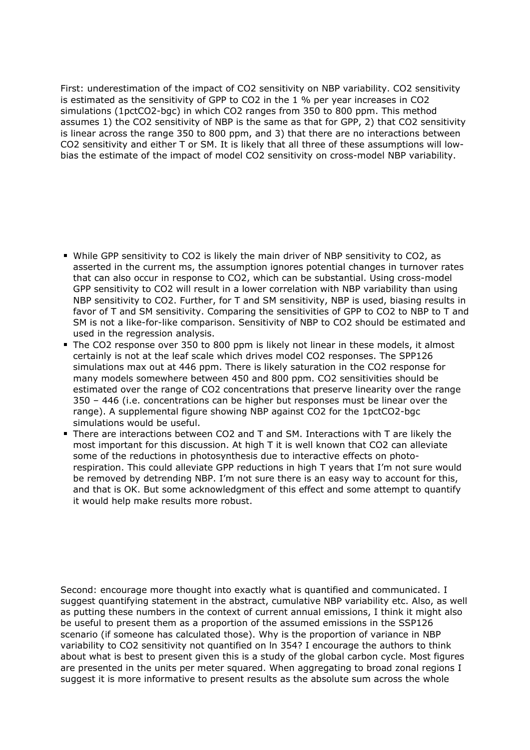First: underestimation of the impact of $CO_2$ sensitivity on NBP variability. $CO_2$ sensitivity is estimated as the sensitivity of GPP to $CO_2$ in the 1 % per year increases in $CO_2$ simulations (1pctCO2-bgc) in which $CO_2$ ranges from 350 to 800 ppm. This method assumes 1) the $CO_2$ sensitivity of NBP is the same as that for GPP, 2) that $CO_2$ sensitivity is linear across the range 350 to 800 ppm, and 3) that there are no interactions between $CO_2$ sensitivity and either T or SM. It is likely that all three of these assumptions will low-bias the estimate of the impact of model $CO_2$ sensitivity on cross-model NBP variability.

- While GPP sensitivity to $CO_2$ is likely the main driver of NBP sensitivity to $CO_2$, as asserted in the current ms, the assumption ignores potential changes in turnover rates that can also occur in response to $CO_2$, which can be substantial. Using cross-model GPP sensitivity to $CO_2$ will result in a lower correlation with NBP variability than using NBP sensitivity to $CO_2$. Further, for T and SM sensitivity, NBP is used, biasing results in favor of T and SM sensitivity. Comparing the sensitivities of GPP to $CO_2$ to NBP to T and SM is not a like-for-like comparison. Sensitivity of NBP to $CO_2$ should be estimated and used in the regression analysis.
- The $CO_2$ response over 350 to 800 ppm is likely not linear in these models, it almost certainly is not at the leaf scale which drives model $CO_2$ responses. The SPP126 simulations max out at 446 ppm. There is likely saturation in the $CO_2$ response for many models somewhere between 450 and 800 ppm. $CO_2$ sensitivities should be estimated over the range of $CO_2$ concentrations that preserve linearity over the range 350 – 446 (i.e. concentrations can be higher but responses must be linear over the range). A supplemental figure showing NBP against $CO_2$ for the 1pctCO2-bgc simulations would be useful.
- There are interactions between $CO_2$ and T and SM. Interactions with T are likely the most important for this discussion. At high T it is well known that $CO_2$ can alleviate some of the reductions in photosynthesis due to interactive effects on photo-respiration. This could alleviate GPP reductions in high T years that I'm not sure would be removed by detrending NBP. I'm not sure there is an easy way to account for this, and that is OK. But some acknowledgment of this effect and some attempt to quantify it would help make results more robust.

Second: encourage more thought into exactly what is quantified and communicated. I suggest quantifying statement in the abstract, cumulative NBP variability etc. Also, as well as putting these numbers in the context of current annual emissions, I think it might also be useful to present them as a proportion of the assumed emissions in the SSP126 scenario (if someone has calculated those). Why is the proportion of variance in NBP variability to $CO_2$ sensitivity not quantified on ln 354? I encourage the authors to think about what is best to present given this is a study of the global carbon cycle. Most figures are presented in the units per meter squared. When aggregating to broad zonal regions I suggest it is more informative to present results as the absolute sum across the whole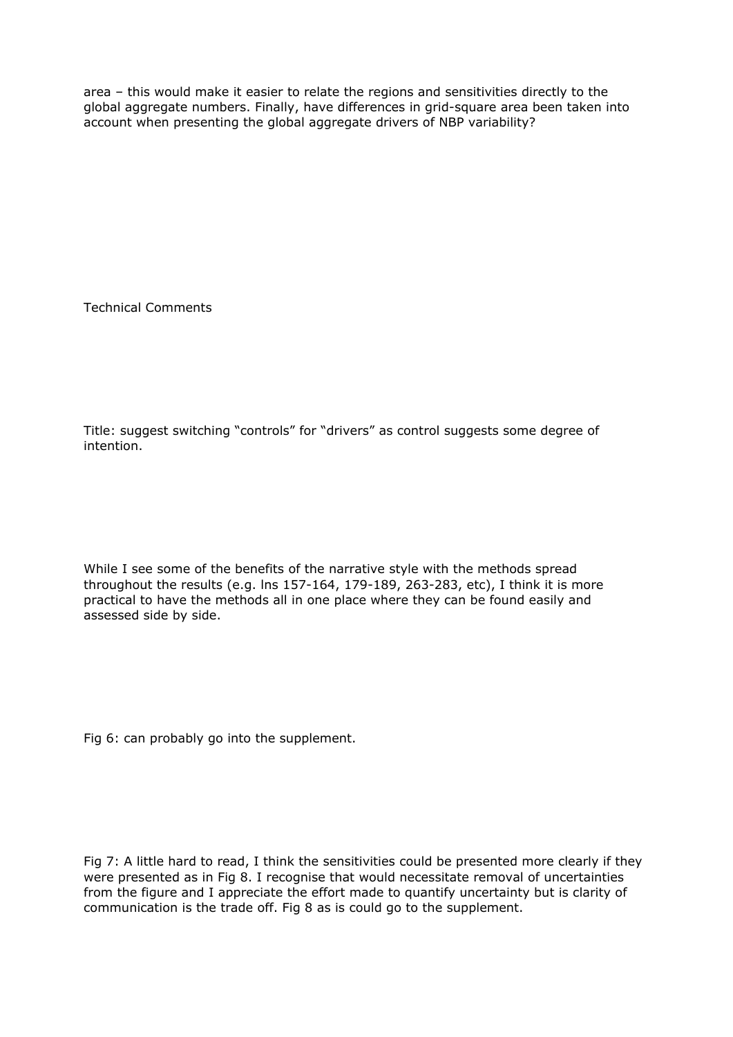area – this would make it easier to relate the regions and sensitivities directly to the global aggregate numbers. Finally, have differences in grid-square area been taken into account when presenting the global aggregate drivers of NBP variability?

Technical Comments

Title: suggest switching "controls" for "drivers" as control suggests some degree of intention.

While I see some of the benefits of the narrative style with the methods spread throughout the results (e.g. lns 157-164, 179-189, 263-283, etc), I think it is more practical to have the methods all in one place where they can be found easily and assessed side by side.

Fig 6: can probably go into the supplement.

Fig 7: A little hard to read, I think the sensitivities could be presented more clearly if they were presented as in Fig 8. I recognise that would necessitate removal of uncertainties from the figure and I appreciate the effort made to quantify uncertainty but is clarity of communication is the trade off. Fig 8 as is could go to the supplement.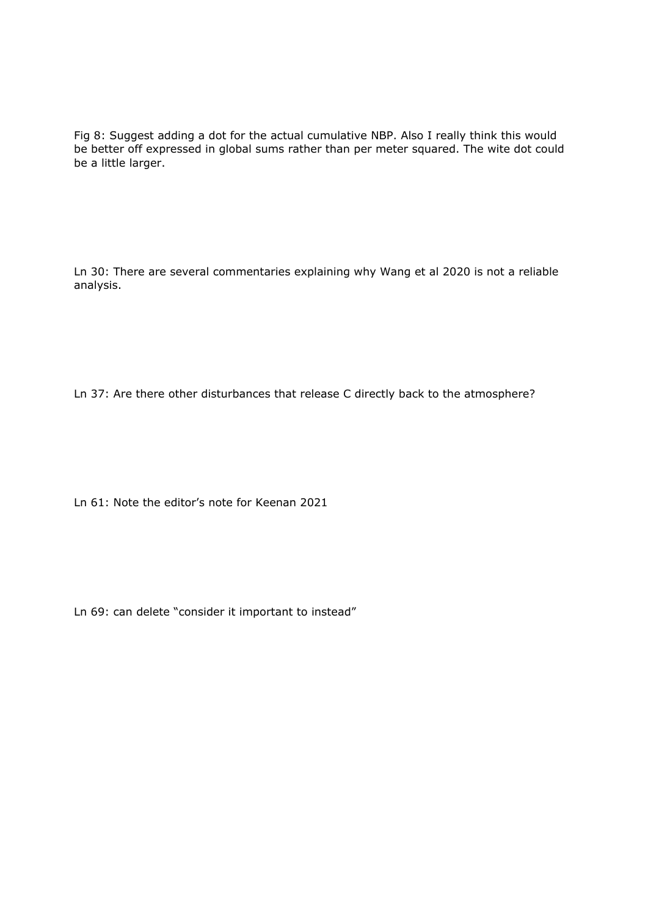Fig 8: Suggest adding a dot for the actual cumulative NBP. Also I really think this would be better off expressed in global sums rather than per meter squared. The wite dot could be a little larger.

Ln 30: There are several commentaries explaining why Wang et al 2020 is not a reliable analysis.

Ln 37: Are there other disturbances that release C directly back to the atmosphere?

Ln 61: Note the editor's note for Keenan 2021

Ln 69: can delete "consider it important to instead"